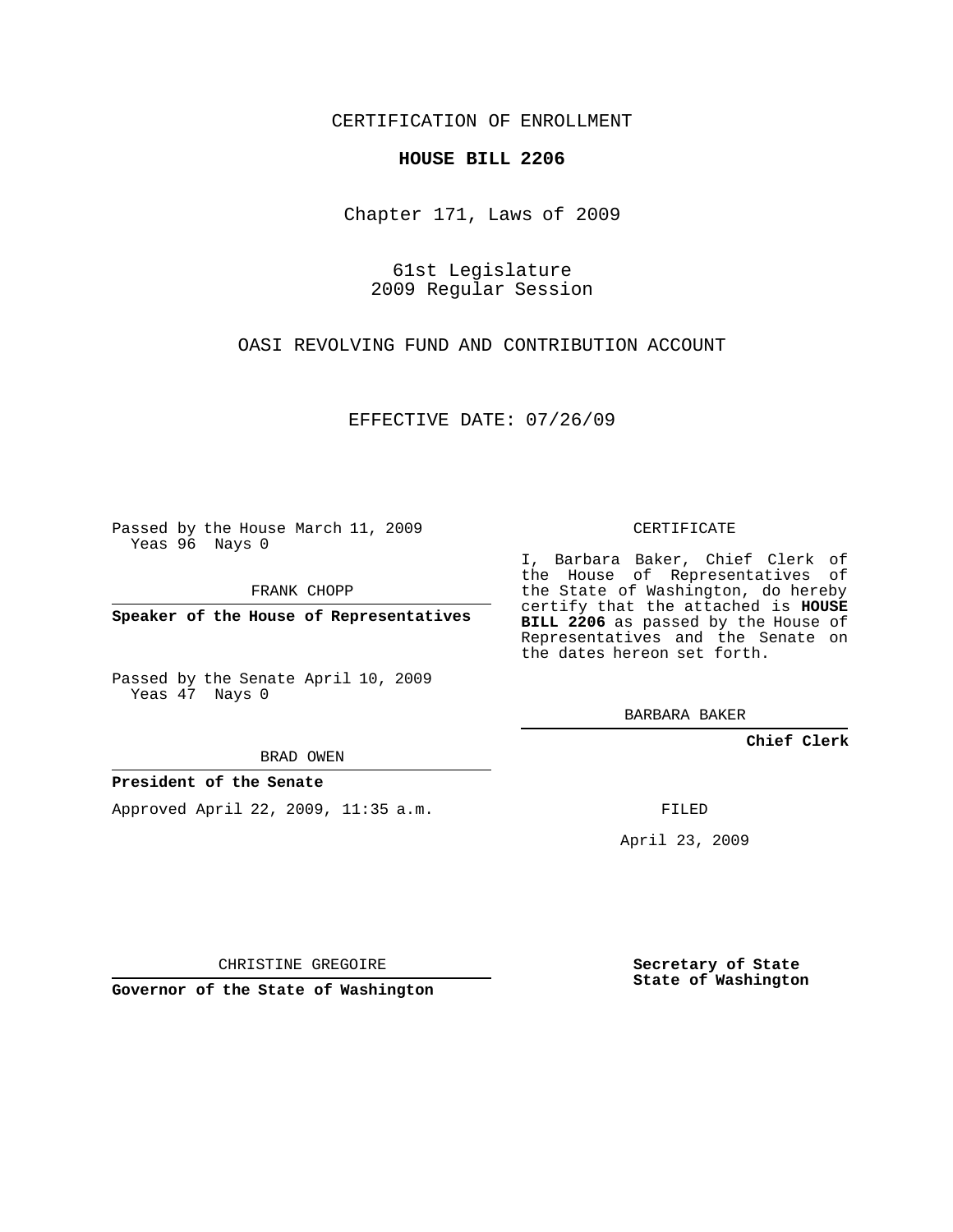CERTIFICATION OF ENROLLMENT

**HOUSE BILL 2206**

Chapter 171, Laws of 2009

61st Legislature
2009 Regular Session

OASI REVOLVING FUND AND CONTRIBUTION ACCOUNT

EFFECTIVE DATE: 07/26/09

Passed by the House March 11, 2009
Yeas 96 Nays 0

FRANK CHOPP

**Speaker of the House of Representatives**

Passed by the Senate April 10, 2009
Yeas 47 Nays 0

BRAD OWEN

**President of the Senate**

Approved April 22, 2009, 11:35 a.m.

CHRISTINE GREGOIRE

**Governor of the State of Washington**

CERTIFICATE

I, Barbara Baker, Chief Clerk of the House of Representatives of the State of Washington, do hereby certify that the attached is **HOUSE BILL 2206** as passed by the House of Representatives and the Senate on the dates hereon set forth.

BARBARA BAKER

**Chief Clerk**

FILED

April 23, 2009

**Secretary of State**
**State of Washington**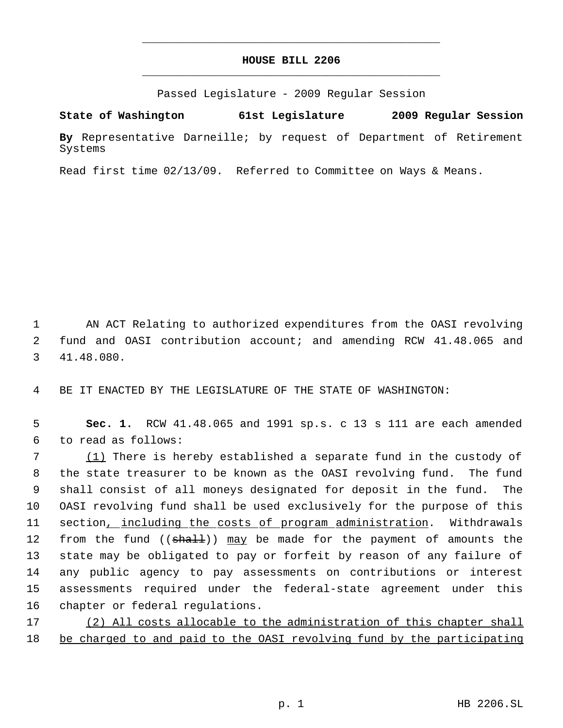# HOUSE BILL 2206

Passed Legislature - 2009 Regular Session

**State of Washington 61st Legislature 2009 Regular Session**

**By** Representative Darneille; by request of Department of Retirement Systems

Read first time 02/13/09. Referred to Committee on Ways & Means.

AN ACT Relating to authorized expenditures from the OASI revolving fund and OASI contribution account; and amending RCW 41.48.065 and 41.48.080.

BE IT ENACTED BY THE LEGISLATURE OF THE STATE OF WASHINGTON:

**Sec. 1.** RCW 41.48.065 and 1991 sp.s. c 13 s 111 are each amended to read as follows:

(1) There is hereby established a separate fund in the custody of the state treasurer to be known as the OASI revolving fund. The fund shall consist of all moneys designated for deposit in the fund. The OASI revolving fund shall be used exclusively for the purpose of this section, including the costs of program administration. Withdrawals from the fund ((~~shall~~)) may be made for the payment of amounts the state may be obligated to pay or forfeit by reason of any failure of any public agency to pay assessments on contributions or interest assessments required under the federal-state agreement under this chapter or federal regulations.

(2) All costs allocable to the administration of this chapter shall be charged to and paid to the OASI revolving fund by the participating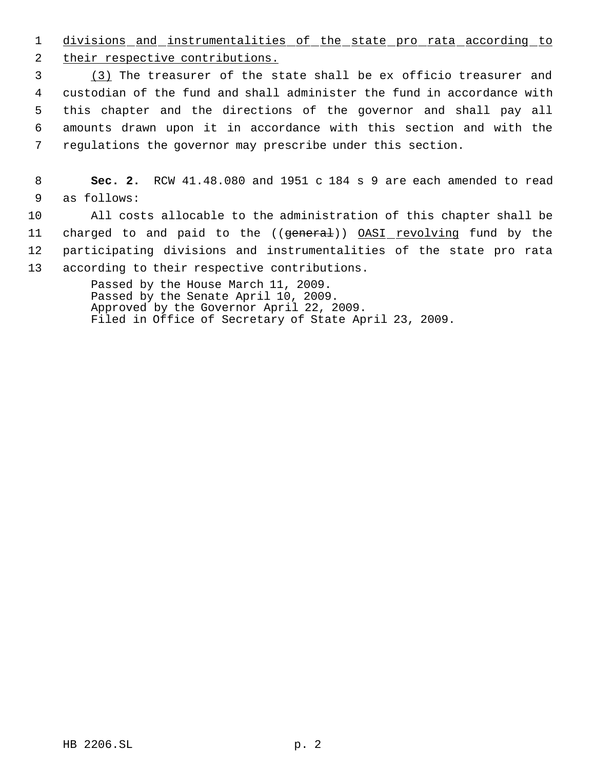divisions and instrumentalities of the state pro rata according to their respective contributions.

(3) The treasurer of the state shall be ex officio treasurer and custodian of the fund and shall administer the fund in accordance with this chapter and the directions of the governor and shall pay all amounts drawn upon it in accordance with this section and with the regulations the governor may prescribe under this section.

**Sec. 2.** RCW 41.48.080 and 1951 c 184 s 9 are each amended to read as follows:

All costs allocable to the administration of this chapter shall be charged to and paid to the ((~~general~~)) OASI revolving fund by the participating divisions and instrumentalities of the state pro rata according to their respective contributions.

Passed by the House March 11, 2009.
Passed by the Senate April 10, 2009.
Approved by the Governor April 22, 2009.
Filed in Office of Secretary of State April 23, 2009.